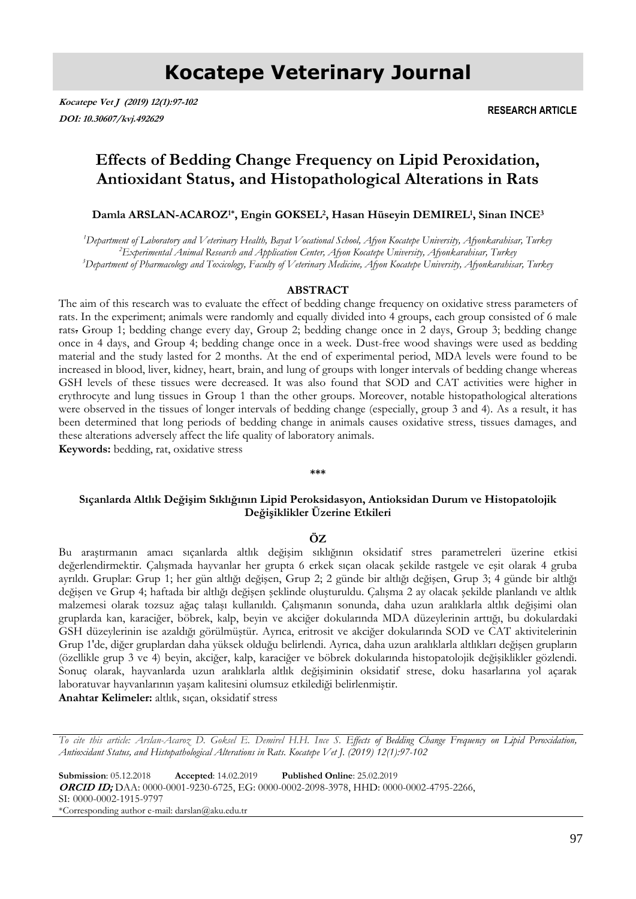# Kocatepe Veterinary Journal

***Kocatepe Vet J (2019) 12(1):97-102***
***DOI: 10.30607/kvj.492629***

**RESEARCH ARTICLE**

## Effects of Bedding Change Frequency on Lipid Peroxidation, Antioxidant Status, and Histopathological Alterations in Rats

**Damla ARSLAN-ACAROZ[1*], Engin GOKSEL[2], Hasan Hüseyin DEMIREL[1], Sinan INCE[3]**

*[1]Department of Laboratory and Veterinary Health, Bayat Vocational School, Afyon Kocatepe University, Afyonkarahisar, Turkey*
*[2]Experimental Animal Research and Application Center, Afyon Kocatepe University, Afyonkarahisar, Turkey*
*[3]Department of Pharmacology and Toxicology, Faculty of Veterinary Medicine, Afyon Kocatepe University, Afyonkarahisar, Turkey*

### ABSTRACT

The aim of this research was to evaluate the effect of bedding change frequency on oxidative stress parameters of rats. In the experiment; animals were randomly and equally divided into 4 groups, each group consisted of 6 male rats. Group 1; bedding change every day, Group 2; bedding change once in 2 days, Group 3; bedding change once in 4 days, and Group 4; bedding change once in a week. Dust-free wood shavings were used as bedding material and the study lasted for 2 months. At the end of experimental period, MDA levels were found to be increased in blood, liver, kidney, heart, brain, and lung of groups with longer intervals of bedding change whereas GSH levels of these tissues were decreased. It was also found that SOD and CAT activities were higher in erythrocyte and lung tissues in Group 1 than the other groups. Moreover, notable histopathological alterations were observed in the tissues of longer intervals of bedding change (especially, group 3 and 4). As a result, it has been determined that long periods of bedding change in animals causes oxidative stress, tissues damages, and these alterations adversely affect the life quality of laboratory animals.

**Keywords:** bedding, rat, oxidative stress

\*\*\*

### Sıçanlarda Altlık Değişim Sıklığının Lipid Peroksidasyon, Antioksidan Durum ve Histopatolojik Değişiklikler Üzerine Etkileri

### ÖZ

Bu araştırmanın amacı sıçanlarda altlık değişim sıklığının oksidatif stres parametreleri üzerine etkisi değerlendirmektir. Çalışmada hayvanlar her grupta 6 erkek sıçan olacak şekilde rastgele ve eşit olarak 4 gruba ayrıldı. Gruplar: Grup 1; her gün altlığı değişen, Grup 2; 2 günde bir altlığı değişen, Grup 3; 4 günde bir altlığı değişen ve Grup 4; haftada bir altlığı değişen şeklinde oluşturuldu. Çalışma 2 ay olacak şekilde planlandı ve altlık malzemesi olarak tozsuz ağaç talaşı kullanıldı. Çalışmanın sonunda, daha uzun aralıklarla altlık değişimi olan gruplarda kan, karaciğer, böbrek, kalp, beyin ve akciğer dokularında MDA düzeylerinin arttığı, bu dokulardaki GSH düzeylerinin ise azaldığı görülmüştür. Ayrıca, eritrosit ve akciğer dokularında SOD ve CAT aktivitelerinin Grup 1'de, diğer gruplardan daha yüksek olduğu belirlendi. Ayrıca, daha uzun aralıklarla altlıkları değişen grupların (özellikle grup 3 ve 4) beyin, akciğer, kalp, karaciğer ve böbrek dokularında histopatolojik değişiklikler gözlendi. Sonuç olarak, hayvanlarda uzun aralıklarla altlık değişiminin oksidatif strese, doku hasarlarına yol açarak laboratuvar hayvanlarının yaşam kalitesini olumsuz etkilediği belirlenmiştir.

**Anahtar Kelimeler:** altlık, sıçan, oksidatif stress

---

*To cite this article: Arslan-Acaroz D. Goksel E. Demirel H.H. Ince S. Effects of Bedding Change Frequency on Lipid Peroxidation, Antioxidant Status, and Histopathological Alterations in Rats. Kocatepe Vet J. (2019) 12(1):97-102*

**Submission**: 05.12.2018 **Accepted**: 14.02.2019 **Published Online**: 25.02.2019
***ORCID ID;*** DAA: 0000-0001-9230-6725, EG: 0000-0002-2098-3978, HHD: 0000-0002-4795-2266, SI: 0000-0002-1915-9797
*Corresponding author e-mail: darslan@aku.edu.tr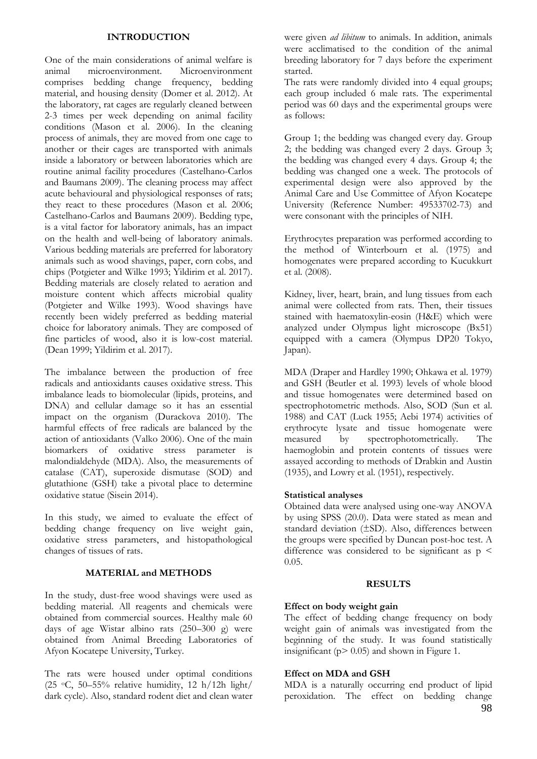## INTRODUCTION

One of the main considerations of animal welfare is animal microenvironment. Microenvironment comprises bedding change frequency, bedding material, and housing density (Domer et al. 2012). At the laboratory, rat cages are regularly cleaned between 2-3 times per week depending on animal facility conditions (Mason et al. 2006). In the cleaning process of animals, they are moved from one cage to another or their cages are transported with animals inside a laboratory or between laboratories which are routine animal facility procedures (Castelhano-Carlos and Baumans 2009). The cleaning process may affect acute behavioural and physiological responses of rats; they react to these procedures (Mason et al. 2006; Castelhano-Carlos and Baumans 2009). Bedding type, is a vital factor for laboratory animals, has an impact on the health and well-being of laboratory animals. Various bedding materials are preferred for laboratory animals such as wood shavings, paper, corn cobs, and chips (Potgieter and Wilke 1993; Yildirim et al. 2017). Bedding materials are closely related to aeration and moisture content which affects microbial quality (Potgieter and Wilke 1993). Wood shavings have recently been widely preferred as bedding material choice for laboratory animals. They are composed of fine particles of wood, also it is low-cost material. (Dean 1999; Yildirim et al. 2017).

The imbalance between the production of free radicals and antioxidants causes oxidative stress. This imbalance leads to biomolecular (lipids, proteins, and DNA) and cellular damage so it has an essential impact on the organism (Durackova 2010). The harmful effects of free radicals are balanced by the action of antioxidants (Valko 2006). One of the main biomarkers of oxidative stress parameter is malondialdehyde (MDA). Also, the measurements of catalase (CAT), superoxide dismutase (SOD) and glutathione (GSH) take a pivotal place to determine oxidative statue (Sisein 2014).

In this study, we aimed to evaluate the effect of bedding change frequency on live weight gain, oxidative stress parameters, and histopathological changes of tissues of rats.

## MATERIAL and METHODS

In the study, dust-free wood shavings were used as bedding material. All reagents and chemicals were obtained from commercial sources. Healthy male 60 days of age Wistar albino rats (250–300 g) were obtained from Animal Breeding Laboratories of Afyon Kocatepe University, Turkey.

The rats were housed under optimal conditions (25 °C, 50–55% relative humidity, 12 h/12h light/ dark cycle). Also, standard rodent diet and clean water were given *ad libitum* to animals. In addition, animals were acclimatised to the condition of the animal breeding laboratory for 7 days before the experiment started.

The rats were randomly divided into 4 equal groups; each group included 6 male rats. The experimental period was 60 days and the experimental groups were as follows:

Group 1; the bedding was changed every day. Group 2; the bedding was changed every 2 days. Group 3; the bedding was changed every 4 days. Group 4; the bedding was changed one a week. The protocols of experimental design were also approved by the Animal Care and Use Committee of Afyon Kocatepe University (Reference Number: 49533702-73) and were consonant with the principles of NIH.

Erythrocytes preparation was performed according to the method of Winterbourn et al. (1975) and homogenates were prepared according to Kucukkurt et al. (2008).

Kidney, liver, heart, brain, and lung tissues from each animal were collected from rats. Then, their tissues stained with haematoxylin-eosin (H&E) which were analyzed under Olympus light microscope (Bx51) equipped with a camera (Olympus DP20 Tokyo, Japan).

MDA (Draper and Hardley 1990; Ohkawa et al. 1979) and GSH (Beutler et al. 1993) levels of whole blood and tissue homogenates were determined based on spectrophotometric methods. Also, SOD (Sun et al. 1988) and CAT (Luck 1955; Aebi 1974) activities of erythrocyte lysate and tissue homogenate were measured by spectrophotometrically. The haemoglobin and protein contents of tissues were assayed according to methods of Drabkin and Austin (1935), and Lowry et al. (1951), respectively.

### Statistical analyses

Obtained data were analysed using one-way ANOVA by using SPSS (20.0). Data were stated as mean and standard deviation (±SD). Also, differences between the groups were specified by Duncan post-hoc test. A difference was considered to be significant as $p < 0.05$.

## RESULTS

### Effect on body weight gain

The effect of bedding change frequency on body weight gain of animals was investigated from the beginning of the study. It was found statistically insignificant ($p > 0.05$) and shown in Figure 1.

### Effect on MDA and GSH

MDA is a naturally occurring end product of lipid peroxidation. The effect on bedding change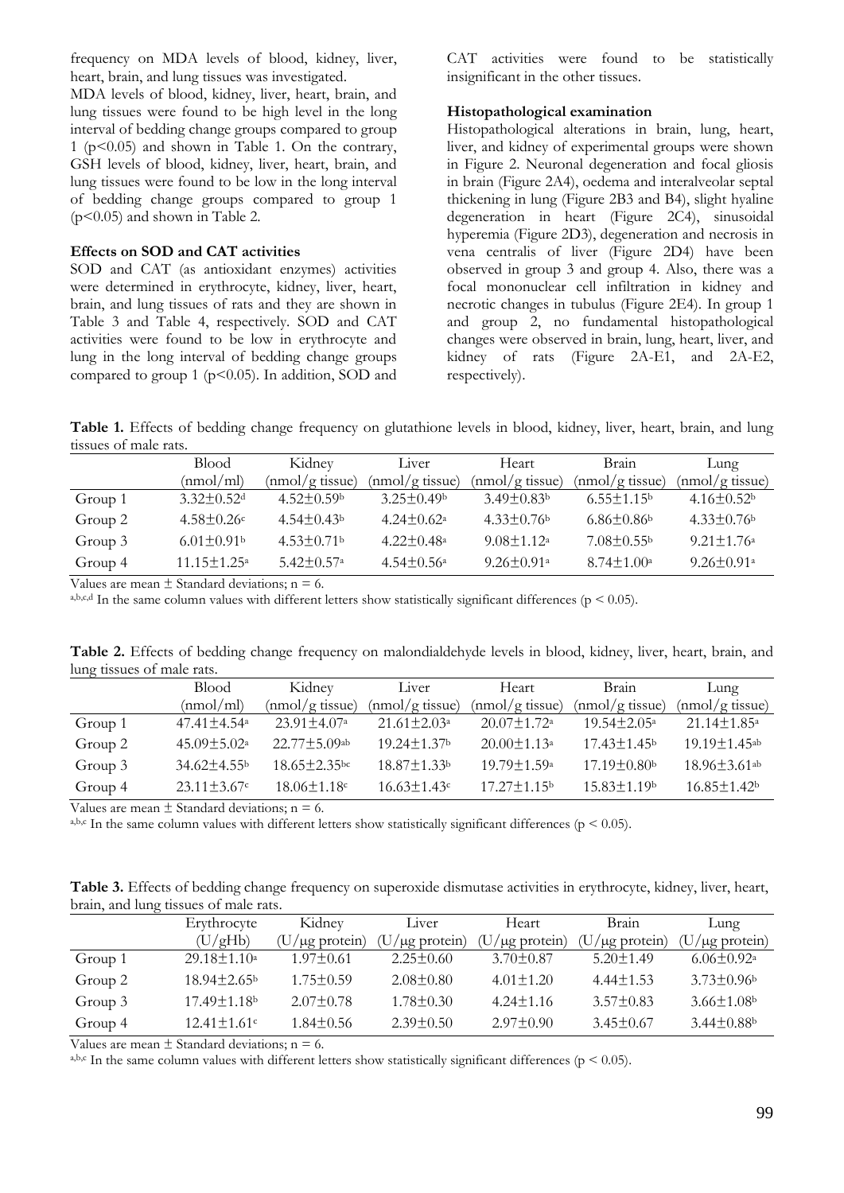frequency on MDA levels of blood, kidney, liver, heart, brain, and lung tissues was investigated.

MDA levels of blood, kidney, liver, heart, brain, and lung tissues were found to be high level in the long interval of bedding change groups compared to group 1 ($p<0.05$) and shown in Table 1. On the contrary, GSH levels of blood, kidney, liver, heart, brain, and lung tissues were found to be low in the long interval of bedding change groups compared to group 1 ($p<0.05$) and shown in Table 2.

**Effects on SOD and CAT activities**

SOD and CAT (as antioxidant enzymes) activities were determined in erythrocyte, kidney, liver, heart, brain, and lung tissues of rats and they are shown in Table 3 and Table 4, respectively. SOD and CAT activities were found to be low in erythrocyte and lung in the long interval of bedding change groups compared to group 1 ($p<0.05$). In addition, SOD and CAT activities were found to be statistically insignificant in the other tissues.

**Histopathological examination**

Histopathological alterations in brain, lung, heart, liver, and kidney of experimental groups were shown in Figure 2. Neuronal degeneration and focal gliosis in brain (Figure 2A4), oedema and interalveolar septal thickening in lung (Figure 2B3 and B4), slight hyaline degeneration in heart (Figure 2C4), sinusoidal hyperemia (Figure 2D3), degeneration and necrosis in vena centralis of liver (Figure 2D4) have been observed in group 3 and group 4. Also, there was a focal mononuclear cell infiltration in kidney and necrotic changes in tubulus (Figure 2E4). In group 1 and group 2, no fundamental histopathological changes were observed in brain, lung, heart, liver, and kidney of rats (Figure 2A-E1, and 2A-E2, respectively).

**Table 1.** Effects of bedding change frequency on glutathione levels in blood, kidney, liver, heart, brain, and lung tissues of male rats.

| | Blood (nmol/ml) | Kidney (nmol/g tissue) | Liver (nmol/g tissue) | Heart (nmol/g tissue) | Brain (nmol/g tissue) | Lung (nmol/g tissue) |
|---|---|---|---|---|---|---|
| Group 1 | 3.32±0.52[d] | 4.52±0.59[b] | 3.25±0.49[b] | 3.49±0.83[b] | 6.55±1.15[b] | 4.16±0.52[b] |
| Group 2 | 4.58±0.26[c] | 4.54±0.43[b] | 4.24±0.62[a] | 4.33±0.76[b] | 6.86±0.86[b] | 4.33±0.76[b] |
| Group 3 | 6.01±0.91[b] | 4.53±0.71[b] | 4.22±0.48[a] | 9.08±1.12[a] | 7.08±0.55[b] | 9.21±1.76[a] |
| Group 4 | 11.15±1.25[a] | 5.42±0.57[a] | 4.54±0.56[a] | 9.26±0.91[a] | 8.74±1.00[a] | 9.26±0.91[a] |

Values are mean ± Standard deviations; n = 6.

[a,b,c,d] In the same column values with different letters show statistically significant differences ($p < 0.05$).

**Table 2.** Effects of bedding change frequency on malondialdehyde levels in blood, kidney, liver, heart, brain, and lung tissues of male rats.

| | Blood (nmol/ml) | Kidney (nmol/g tissue) | Liver (nmol/g tissue) | Heart (nmol/g tissue) | Brain (nmol/g tissue) | Lung (nmol/g tissue) |
|---|---|---|---|---|---|---|
| Group 1 | 47.41±4.54[a] | 23.91±4.07[a] | 21.61±2.03[a] | 20.07±1.72[a] | 19.54±2.05[a] | 21.14±1.85[a] |
| Group 2 | 45.09±5.02[a] | 22.77±5.09[ab] | 19.24±1.37[b] | 20.00±1.13[a] | 17.43±1.45[b] | 19.19±1.45[ab] |
| Group 3 | 34.62±4.55[b] | 18.65±2.35[bc] | 18.87±1.33[b] | 19.79±1.59[a] | 17.19±0.80[b] | 18.96±3.61[ab] |
| Group 4 | 23.11±3.67[c] | 18.06±1.18[c] | 16.63±1.43[c] | 17.27±1.15[b] | 15.83±1.19[b] | 16.85±1.42[b] |

Values are mean ± Standard deviations; n = 6.

[a,b,c] In the same column values with different letters show statistically significant differences ($p < 0.05$).

**Table 3.** Effects of bedding change frequency on superoxide dismutase activities in erythrocyte, kidney, liver, heart, brain, and lung tissues of male rats.

| | Erythrocyte (U/gHb) | Kidney (U/μg protein) | Liver (U/μg protein) | Heart (U/μg protein) | Brain (U/μg protein) | Lung (U/μg protein) |
|---|---|---|---|---|---|---|
| Group 1 | 29.18±1.10[a] | 1.97±0.61 | 2.25±0.60 | 3.70±0.87 | 5.20±1.49 | 6.06±0.92[a] |
| Group 2 | 18.94±2.65[b] | 1.75±0.59 | 2.08±0.80 | 4.01±1.20 | 4.44±1.53 | 3.73±0.96[b] |
| Group 3 | 17.49±1.18[b] | 2.07±0.78 | 1.78±0.30 | 4.24±1.16 | 3.57±0.83 | 3.66±1.08[b] |
| Group 4 | 12.41±1.61[c] | 1.84±0.56 | 2.39±0.50 | 2.97±0.90 | 3.45±0.67 | 3.44±0.88[b] |

Values are mean ± Standard deviations; n = 6.

[a,b,c] In the same column values with different letters show statistically significant differences ($p < 0.05$).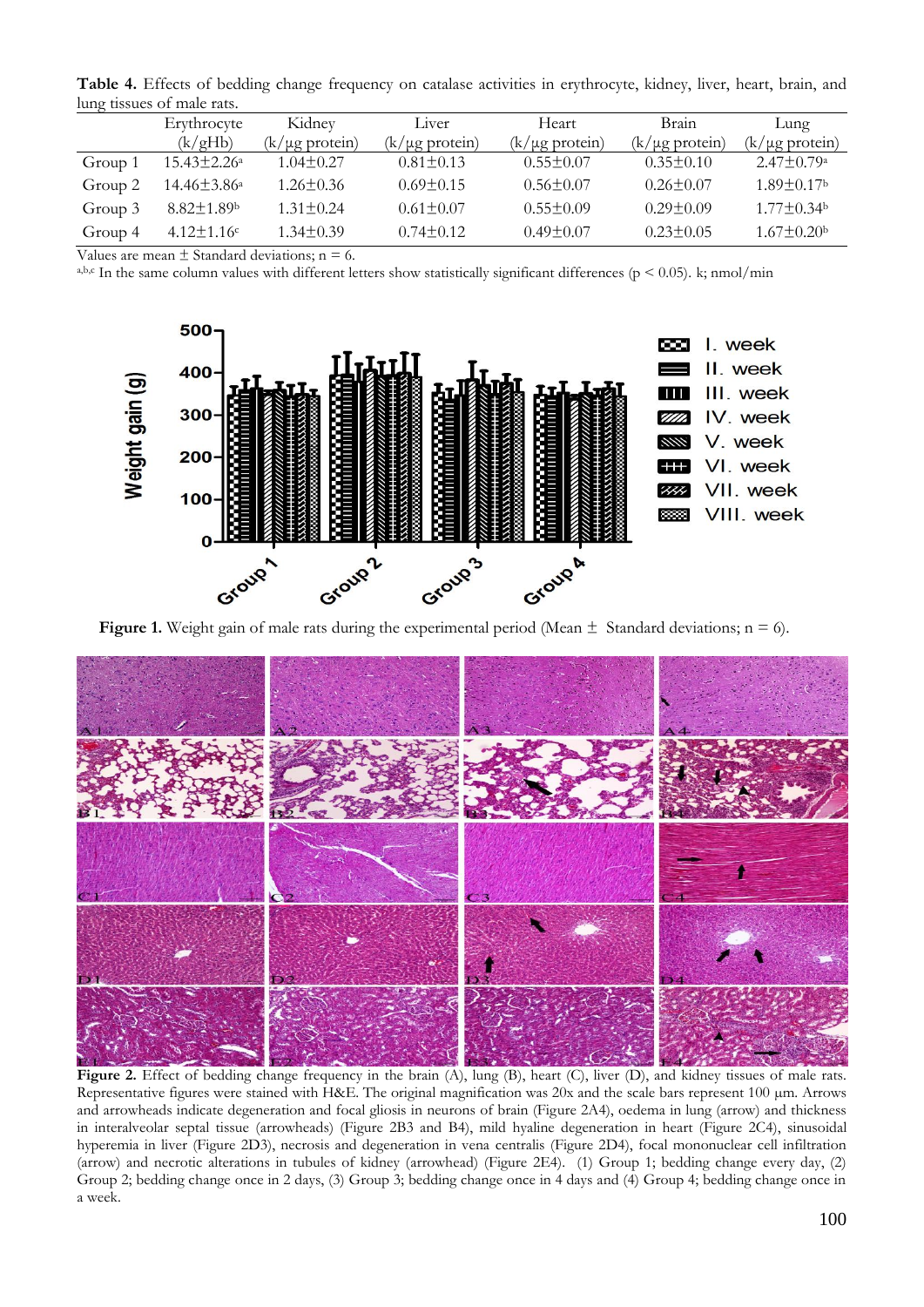**Table 4.** Effects of bedding change frequency on catalase activities in erythrocyte, kidney, liver, heart, brain, and lung tissues of male rats.

| | Erythrocyte (k/gHb) | Kidney (k/µg protein) | Liver (k/µg protein) | Heart (k/µg protein) | Brain (k/µg protein) | Lung (k/µg protein) |
|---|---|---|---|---|---|---|
| Group 1 | 15.43±2.26[a] | 1.04±0.27 | 0.81±0.13 | 0.55±0.07 | 0.35±0.10 | 2.47±0.79[a] |
| Group 2 | 14.46±3.86[a] | 1.26±0.36 | 0.69±0.15 | 0.56±0.07 | 0.26±0.07 | 1.89±0.17[b] |
| Group 3 | 8.82±1.89[b] | 1.31±0.24 | 0.61±0.07 | 0.55±0.09 | 0.29±0.09 | 1.77±0.34[b] |
| Group 4 | 4.12±1.16[c] | 1.34±0.39 | 0.74±0.12 | 0.49±0.07 | 0.23±0.05 | 1.67±0.20[b] |

Values are mean ± Standard deviations; n = 6.

[a,b,c] In the same column values with different letters show statistically significant differences ($p < 0.05$). k; nmol/min

**Figure 1.** Weight gain of male rats during the experimental period (Mean ± Standard deviations; n = 6).

**Figure 2.** Effect of bedding change frequency in the brain (A), lung (B), heart (C), liver (D), and kidney tissues of male rats. Representative figures were stained with H&E. The original magnification was 20x and the scale bars represent 100 µm. Arrows and arrowheads indicate degeneration and focal gliosis in neurons of brain (Figure 2A4), oedema in lung (arrow) and thickness in interalveolar septal tissue (arrowheads) (Figure 2B3 and B4), mild hyaline degeneration in heart (Figure 2C4), sinusoidal hyperemia in liver (Figure 2D3), necrosis and degeneration in vena centralis (Figure 2D4), focal mononuclear cell infiltration (arrow) and necrotic alterations in tubules of kidney (arrowhead) (Figure 2E4). (1) Group 1; bedding change every day, (2) Group 2; bedding change once in 2 days, (3) Group 3; bedding change once in 4 days and (4) Group 4; bedding change once in a week.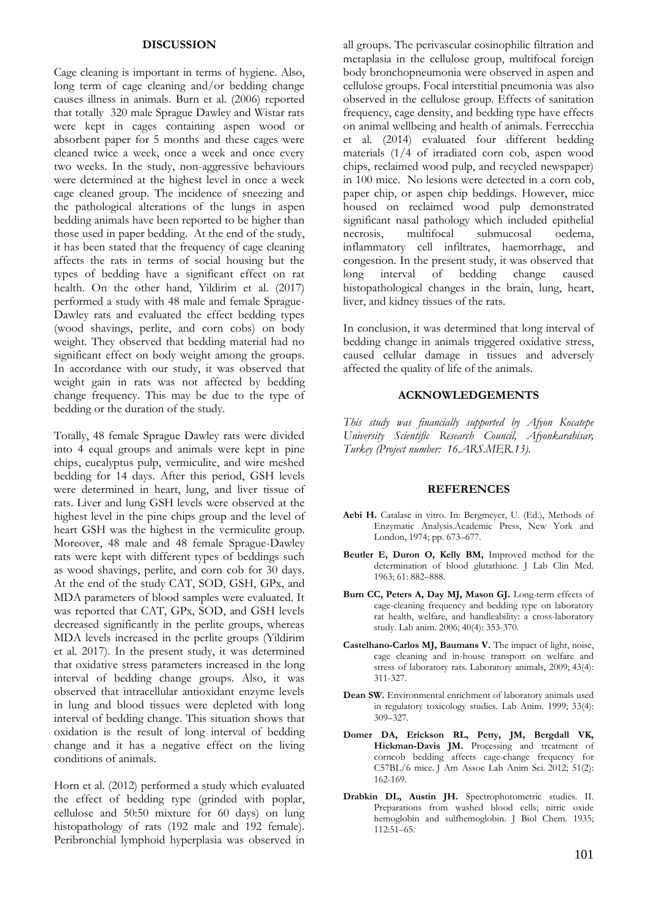## DISCUSSION

Cage cleaning is important in terms of hygiene. Also, long term of cage cleaning and/or bedding change causes illness in animals. Burn et al. (2006) reported that totally 320 male Sprague Dawley and Wistar rats were kept in cages containing aspen wood or absorbent paper for 5 months and these cages were cleaned twice a week, once a week and once every two weeks. In the study, non-aggressive behaviours were determined at the highest level in once a week cage cleaned group. The incidence of sneezing and the pathological alterations of the lungs in aspen bedding animals have been reported to be higher than those used in paper bedding. At the end of the study, it has been stated that the frequency of cage cleaning affects the rats in terms of social housing but the types of bedding have a significant effect on rat health. On the other hand, Yildirim et al. (2017) performed a study with 48 male and female Sprague-Dawley rats and evaluated the effect bedding types (wood shavings, perlite, and corn cobs) on body weight. They observed that bedding material had no significant effect on body weight among the groups. In accordance with our study, it was observed that weight gain in rats was not affected by bedding change frequency. This may be due to the type of bedding or the duration of the study.

Totally, 48 female Sprague Dawley rats were divided into 4 equal groups and animals were kept in pine chips, eucalyptus pulp, vermiculite, and wire meshed bedding for 14 days. After this period, GSH levels were determined in heart, lung, and liver tissue of rats. Liver and lung GSH levels were observed at the highest level in the pine chips group and the level of heart GSH was the highest in the vermiculite group. Moreover, 48 male and 48 female Sprague-Dawley rats were kept with different types of beddings such as wood shavings, perlite, and corn cob for 30 days. At the end of the study CAT, SOD, GSH, GPx, and MDA parameters of blood samples were evaluated. It was reported that CAT, GPx, SOD, and GSH levels decreased significantly in the perlite groups, whereas MDA levels increased in the perlite groups (Yildirim et al. 2017). In the present study, it was determined that oxidative stress parameters increased in the long interval of bedding change groups. Also, it was observed that intracellular antioxidant enzyme levels in lung and blood tissues were depleted with long interval of bedding change. This situation shows that oxidation is the result of long interval of bedding change and it has a negative effect on the living conditions of animals.

Horn et al. (2012) performed a study which evaluated the effect of bedding type (grinded with poplar, cellulose and 50:50 mixture for 60 days) on lung histopathology of rats (192 male and 192 female). Peribronchial lymphoid hyperplasia was observed in all groups. The perivascular eosinophilic filtration and metaplasia in the cellulose group, multifocal foreign body bronchopneumonia were observed in aspen and cellulose groups. Focal interstitial pneumonia was also observed in the cellulose group. Effects of sanitation frequency, cage density, and bedding type have effects on animal wellbeing and health of animals. Ferrecchia et al. (2014) evaluated four different bedding materials (1/4 of irradiated corn cob, aspen wood chips, reclaimed wood pulp, and recycled newspaper) in 100 mice. No lesions were detected in a corn cob, paper chip, or aspen chip beddings. However, mice housed on reclaimed wood pulp demonstrated significant nasal pathology which included epithelial necrosis, multifocal submucosal oedema, inflammatory cell infiltrates, haemorrhage, and congestion. In the present study, it was observed that long interval of bedding change caused histopathological changes in the brain, lung, heart, liver, and kidney tissues of the rats.

In conclusion, it was determined that long interval of bedding change in animals triggered oxidative stress, caused cellular damage in tissues and adversely affected the quality of life of the animals.

## ACKNOWLEDGEMENTS

*This study was financially supported by Afyon Kocatepe University Scientific Research Council, Afyonkarahisar, Turkey (Project number: 16.ARS.MER.13).*

## REFERENCES

**Aebi H.** Catalase in vitro. In: Bergmeyer, U. (Ed.), Methods of Enzymatic Analysis.Academic Press, New York and London, 1974; pp. 673–677.

**Beutler E, Duron O, Kelly BM,** Improved method for the determination of blood glutathione. J Lab Clin Med. 1963; 61: 882–888.

**Burn CC, Peters A, Day MJ, Mason GJ.** Long-term effects of cage-cleaning frequency and bedding type on laboratory rat health, welfare, and handleability: a cross-laboratory study. Lab anim. 2006; 40(4): 353-370.

**Castelhano-Carlos MJ, Baumans V.** The impact of light, noise, cage cleaning and in-house transport on welfare and stress of laboratory rats. Laboratory animals, 2009; 43(4): 311-327.

**Dean SW.** Environmental enrichment of laboratory animals used in regulatory toxicology studies. Lab Anim. 1999; 33(4): 309–327.

**Domer DA, Erickson RL, Petty, JM, Bergdall VK, Hickman-Davis JM.** Processing and treatment of corncob bedding affects cage-change frequency for C57BL/6 mice. J Am Assoc Lab Anim Sci. 2012; 51(2): 162-169.

**Drabkin DL, Austin JH.** Spectrophotometric studies. II. Preparations from washed blood cells; nitric oxide hemoglobin and sulfhemoglobin. J Biol Chem. 1935; 112:51–65.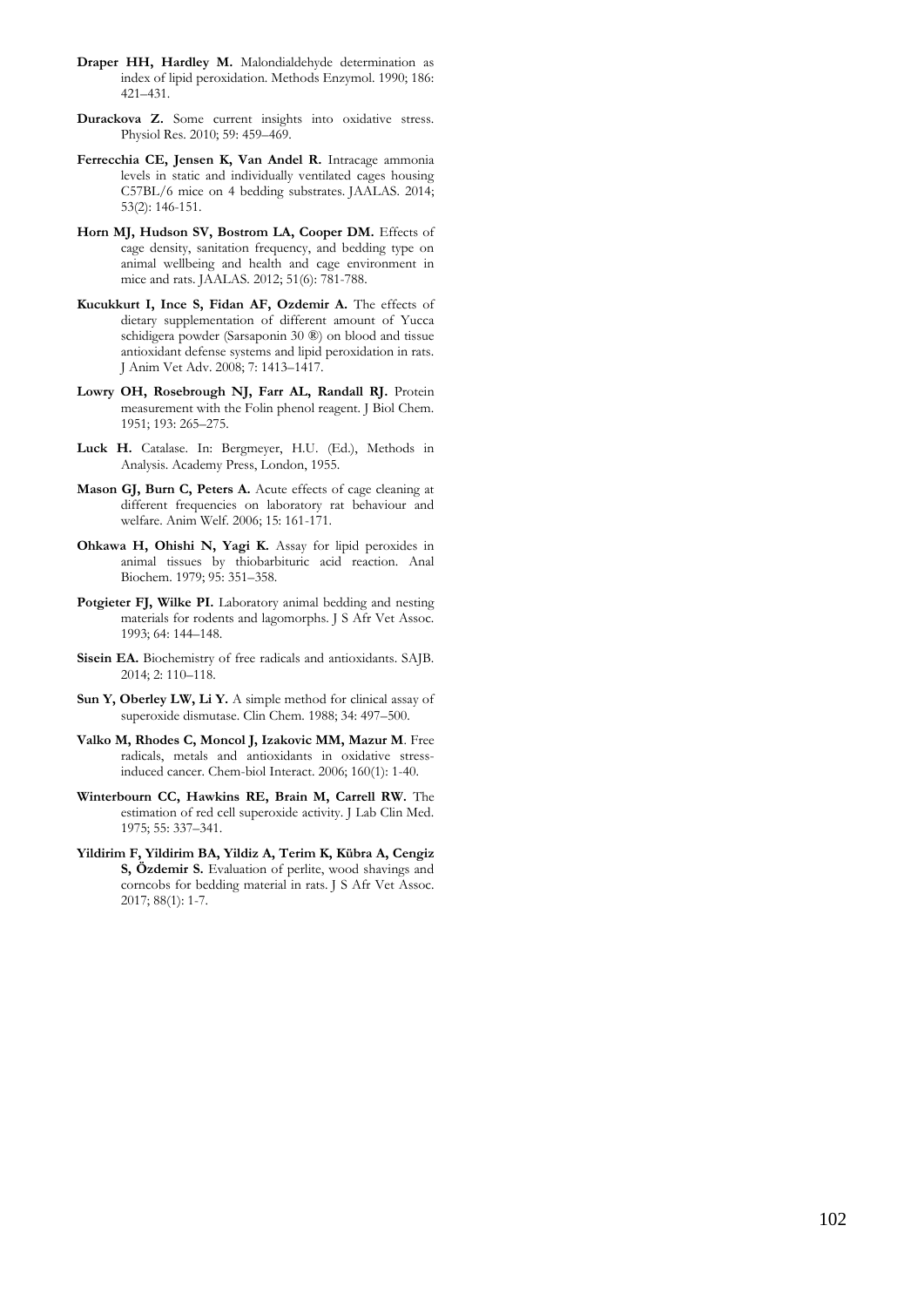**Draper HH, Hardley M.** Malondialdehyde determination as index of lipid peroxidation. Methods Enzymol. 1990; 186: 421–431.

**Durackova Z.** Some current insights into oxidative stress. Physiol Res. 2010; 59: 459–469.

**Ferrecchia CE, Jensen K, Van Andel R.** Intracage ammonia levels in static and individually ventilated cages housing C57BL/6 mice on 4 bedding substrates. JAALAS. 2014; 53(2): 146-151.

**Horn MJ, Hudson SV, Bostrom LA, Cooper DM.** Effects of cage density, sanitation frequency, and bedding type on animal wellbeing and health and cage environment in mice and rats. JAALAS. 2012; 51(6): 781-788.

**Kucukkurt I, Ince S, Fidan AF, Ozdemir A.** The effects of dietary supplementation of different amount of Yucca schidigera powder (Sarsaponin 30 ®) on blood and tissue antioxidant defense systems and lipid peroxidation in rats. J Anim Vet Adv. 2008; 7: 1413–1417.

**Lowry OH, Rosebrough NJ, Farr AL, Randall RJ.** Protein measurement with the Folin phenol reagent. J Biol Chem. 1951; 193: 265–275.

**Luck H.** Catalase. In: Bergmeyer, H.U. (Ed.), Methods in Analysis. Academy Press, London, 1955.

**Mason GJ, Burn C, Peters A.** Acute effects of cage cleaning at different frequencies on laboratory rat behaviour and welfare. Anim Welf. 2006; 15: 161-171.

**Ohkawa H, Ohishi N, Yagi K.** Assay for lipid peroxides in animal tissues by thiobarbituric acid reaction. Anal Biochem. 1979; 95: 351–358.

**Potgieter FJ, Wilke PI.** Laboratory animal bedding and nesting materials for rodents and lagomorphs. J S Afr Vet Assoc. 1993; 64: 144–148.

**Sisein EA.** Biochemistry of free radicals and antioxidants. SAJB. 2014; 2: 110–118.

**Sun Y, Oberley LW, Li Y.** A simple method for clinical assay of superoxide dismutase. Clin Chem. 1988; 34: 497–500.

**Valko M, Rhodes C, Moncol J, Izakovic MM, Mazur M**. Free radicals, metals and antioxidants in oxidative stress-induced cancer. Chem-biol Interact. 2006; 160(1): 1-40.

**Winterbourn CC, Hawkins RE, Brain M, Carrell RW.** The estimation of red cell superoxide activity. J Lab Clin Med. 1975; 55: 337–341.

**Yildirim F, Yildirim BA, Yildiz A, Terim K, Kübra A, Cengiz S, Özdemir S.** Evaluation of perlite, wood shavings and corncobs for bedding material in rats. J S Afr Vet Assoc. 2017; 88(1): 1-7.